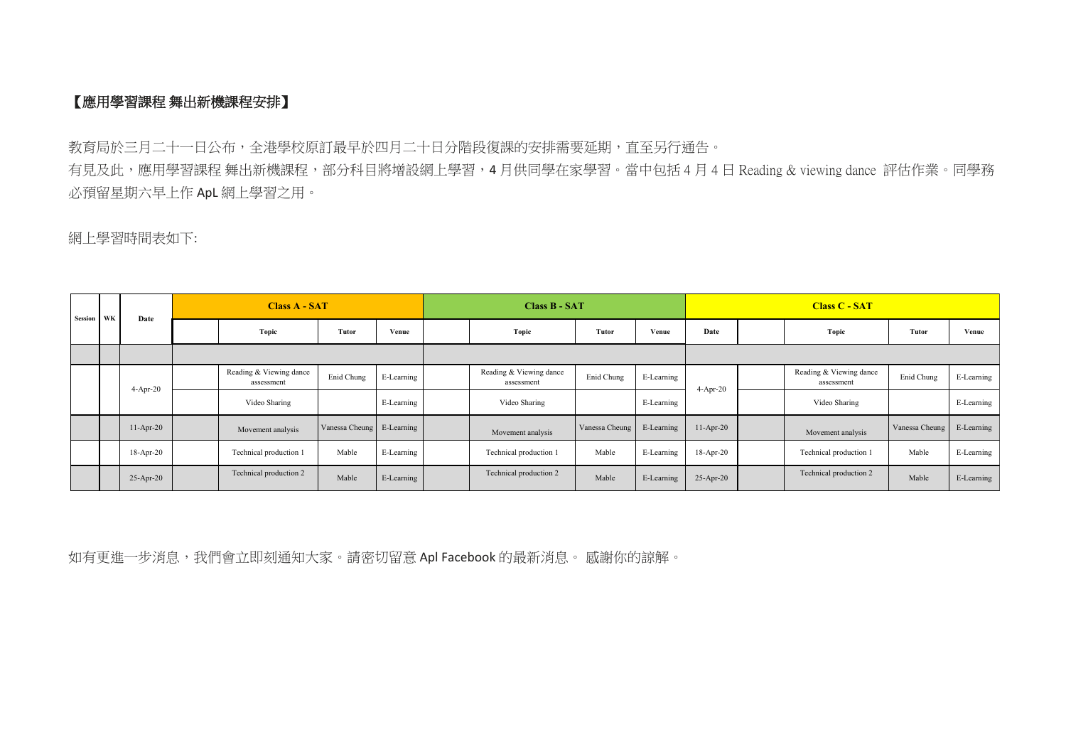【應用學習課程 舞出新機課程安排】

教育局於三月二十一日公布，全港學校原訂最早於四月二十日分階段復課的安排需要延期，直至另行通告。

有見及此，應用學習課程 舞出新機課程，部分科目將增設網上學習，4 月供同學在家學習。當中包括 4 月 4 日 Reading & viewing dance 評估作業。同學務必預留星期六早上作 ApL 網上學習之用。

網上學習時間表如下:

| Session | WK | Date | Class A - SAT | | | | Class B - SAT | | | | Class C - SAT | | | | |
|---|---|---|---|---|---|---|---|---|---|---|---|---|---|---|---|
| | | | | Topic | Tutor | Venue | | Topic | Tutor | Venue | Date | | Topic | Tutor | Venue |
| | | | | | | | | | | | | | | | |
| | | 4-Apr-20 | | Reading & Viewing dance assessment | Enid Chung | E-Learning | | Reading & Viewing dance assessment | Enid Chung | E-Learning | 4-Apr-20 | | Reading & Viewing dance assessment | Enid Chung | E-Learning |
| | | | | Video Sharing | | E-Learning | | Video Sharing | | E-Learning | | | Video Sharing | | E-Learning |
| | | 11-Apr-20 | | Movement analysis | Vanessa Cheung | E-Learning | | Movement analysis | Vanessa Cheung | E-Learning | 11-Apr-20 | | Movement analysis | Vanessa Cheung | E-Learning |
| | | 18-Apr-20 | | Technical production 1 | Mable | E-Learning | | Technical production 1 | Mable | E-Learning | 18-Apr-20 | | Technical production 1 | Mable | E-Learning |
| | | 25-Apr-20 | | Technical production 2 | Mable | E-Learning | | Technical production 2 | Mable | E-Learning | 25-Apr-20 | | Technical production 2 | Mable | E-Learning |

如有更進一步消息，我們會立即刻通知大家。請密切留意 Apl Facebook 的最新消息。 感謝你的諒解。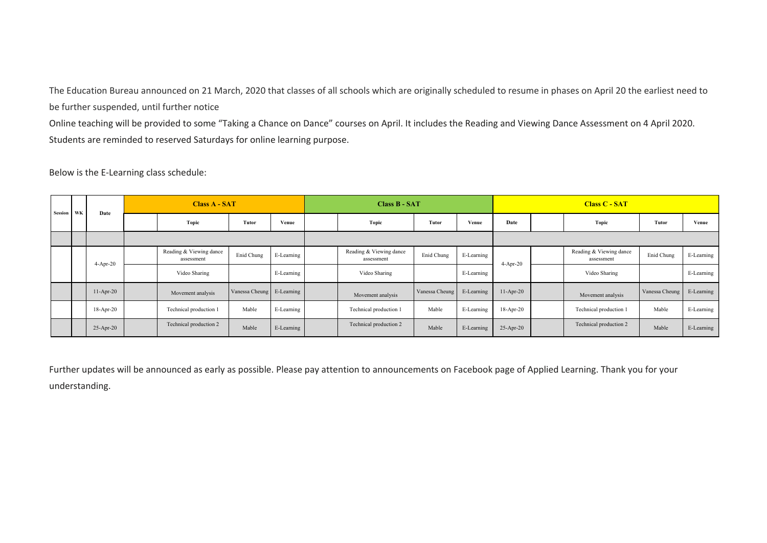The Education Bureau announced on 21 March, 2020 that classes of all schools which are originally scheduled to resume in phases on April 20 the earliest need to be further suspended, until further notice

Online teaching will be provided to some "Taking a Chance on Dance" courses on April. It includes the Reading and Viewing Dance Assessment on 4 April 2020. Students are reminded to reserved Saturdays for online learning purpose.

Below is the E-Learning class schedule:

| Session | WK | Date | Class A - SAT | | | | Class B - SAT | | | | Class C - SAT | | | | |
|---|---|---|---|---|---|---|---|---|---|---|---|---|---|---|---|
| | | | | Topic | Tutor | Venue | | Topic | Tutor | Venue | Date | | Topic | Tutor | Venue |
| | | | | | | | | | | | | | | | |
| | | 4-Apr-20 | | Reading & Viewing dance assessment | Enid Chung | E-Learning | | Reading & Viewing dance assessment | Enid Chung | E-Learning | 4-Apr-20 | | Reading & Viewing dance assessment | Enid Chung | E-Learning |
| | | | | Video Sharing | | E-Learning | | Video Sharing | | E-Learning | | | Video Sharing | | E-Learning |
| | | 11-Apr-20 | | Movement analysis | Vanessa Cheung | E-Learning | | Movement analysis | Vanessa Cheung | E-Learning | 11-Apr-20 | | Movement analysis | Vanessa Cheung | E-Learning |
| | | 18-Apr-20 | | Technical production 1 | Mable | E-Learning | | Technical production 1 | Mable | E-Learning | 18-Apr-20 | | Technical production 1 | Mable | E-Learning |
| | | 25-Apr-20 | | Technical production 2 | Mable | E-Learning | | Technical production 2 | Mable | E-Learning | 25-Apr-20 | | Technical production 2 | Mable | E-Learning |

Further updates will be announced as early as possible. Please pay attention to announcements on Facebook page of Applied Learning. Thank you for your understanding.